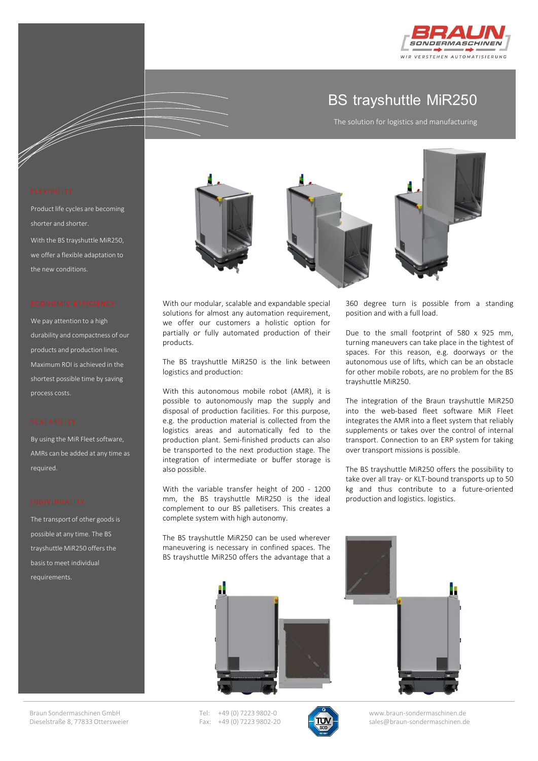# BS trayshuttle MiR250

The solution for logistics and manufacturing

## FLEXIBILITY

Product life cycles are becoming shorter and shorter.

With the BS trayshuttle MiR250, we offer a flexible adaptation to the new conditions.

## ECONOMIC EFFICIENCY

We pay attention to a high durability and compactness of our products and production lines. Maximum ROI is achieved in the shortest possible time by saving process costs.

## SCALABILITY

By using the MiR Fleet software, AMRs can be added at any time as required.

## INDIVIDUALITY

The transport of other goods is possible at any time. The BS trayshuttle MiR250 offers the basis to meet individual requirements.

With our modular, scalable and expandable special solutions for almost any automation requirement, we offer our customers a holistic option for partially or fully automated production of their products.

The BS trayshuttle MiR250 is the link between logistics and production:

With this autonomous mobile robot (AMR), it is possible to autonomously map the supply and disposal of production facilities. For this purpose, e.g. the production material is collected from the logistics areas and automatically fed to the production plant. Semi-finished products can also be transported to the next production stage. The integration of intermediate or buffer storage is also possible.

With the variable transfer height of 200 - 1200 mm, the BS trayshuttle MiR250 is the ideal complement to our BS palletisers. This creates a complete system with high autonomy.

The BS trayshuttle MiR250 can be used wherever maneuvering is necessary in confined spaces. The BS trayshuttle MiR250 offers the advantage that a 360 degree turn is possible from a standing position and with a full load.

Due to the small footprint of 580 x 925 mm, turning maneuvers can take place in the tightest of spaces. For this reason, e.g. doorways or the autonomous use of lifts, which can be an obstacle for other mobile robots, are no problem for the BS trayshuttle MiR250.

The integration of the Braun trayshuttle MiR250 into the web-based fleet software MiR Fleet integrates the AMR into a fleet system that reliably supplements or takes over the control of internal transport. Connection to an ERP system for taking over transport missions is possible.

The BS trayshuttle MiR250 offers the possibility to take over all tray- or KLT-bound transports up to 50 kg and thus contribute to a future-oriented production and logistics. logistics.

Braun Sondermaschinen GmbH
Dieselstraße 8, 77833 Ottersweier

Tel: +49 (0) 7223 9802-0
Fax: +49 (0) 7223 9802-20

www.braun-sondermaschinen.de
sales@braun-sondermaschinen.de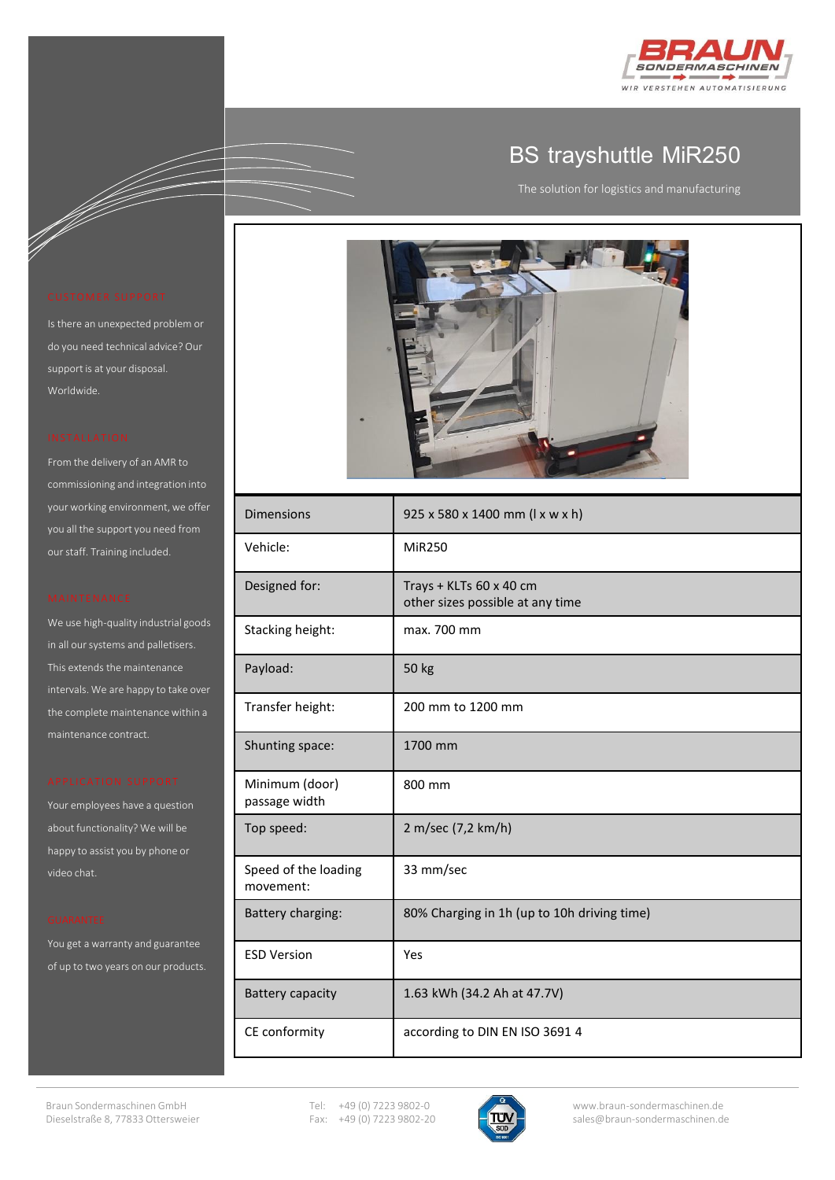# BS trayshuttle MiR250

The solution for logistics and manufacturing

### CUSTOMER SUPPORT

Is there an unexpected problem or do you need technical advice? Our support is at your disposal. Worldwide.

### INSTALLATION

From the delivery of an AMR to commissioning and integration into your working environment, we offer you all the support you need from our staff. Training included.

### MAINTENANCE

We use high-quality industrial goods in all our systems and palletisers. This extends the maintenance intervals. We are happy to take over the complete maintenance within a maintenance contract.

### APPLICATION SUPPORT

Your employees have a question about functionality? We will be happy to assist you by phone or video chat.

### GUARANTEE

You get a warranty and guarantee of up to two years on our products.

| Dimensions | 925 x 580 x 1400 mm (l x w x h) |
|---|---|
| Vehicle: | MiR250 |
| Designed for: | Trays + KLTs 60 x 40 cm<br>other sizes possible at any time |
| Stacking height: | max. 700 mm |
| Payload: | 50 kg |
| Transfer height: | 200 mm to 1200 mm |
| Shunting space: | 1700 mm |
| Minimum (door) passage width | 800 mm |
| Top speed: | 2 m/sec (7,2 km/h) |
| Speed of the loading movement: | 33 mm/sec |
| Battery charging: | 80% Charging in 1h (up to 10h driving time) |
| ESD Version | Yes |
| Battery capacity | 1.63 kWh (34.2 Ah at 47.7V) |
| CE conformity | according to DIN EN ISO 3691 4 |

Braun Sondermaschinen GmbH
Dieselstraße 8, 77833 Ottersweier

Tel: +49 (0) 7223 9802-0
Fax: +49 (0) 7223 9802-20

www.braun-sondermaschinen.de
sales@braun-sondermaschinen.de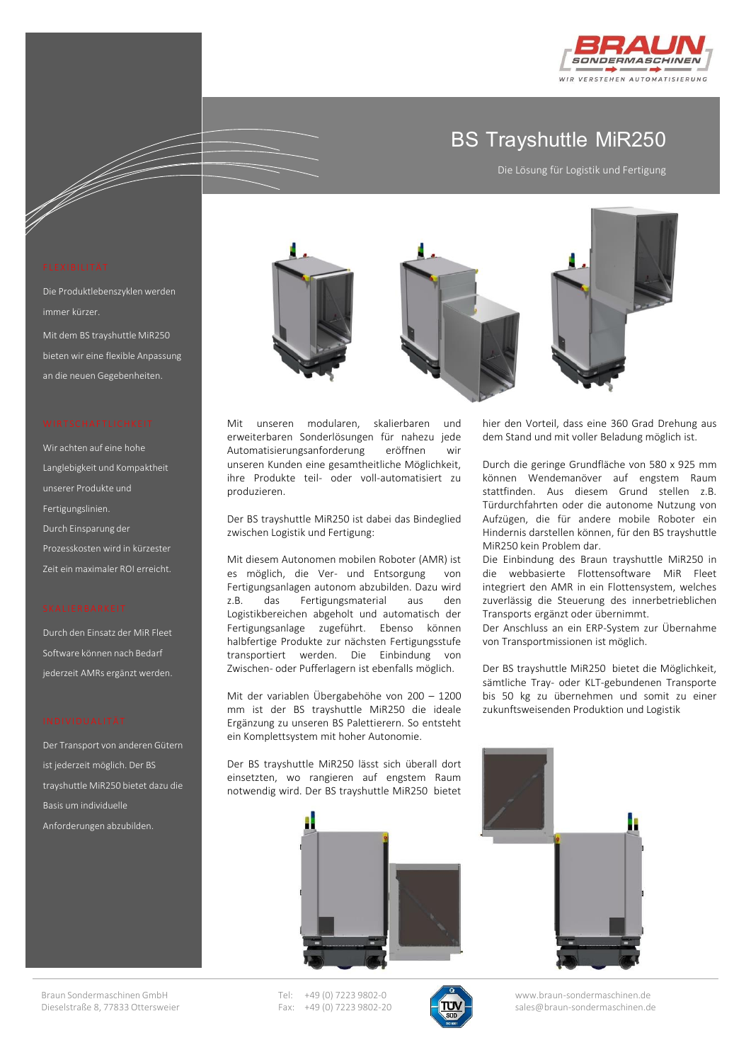# BS Trayshuttle MiR250

Die Lösung für Logistik und Fertigung

## FLEXIBILITÄT

Die Produktlebenszyklen werden immer kürzer.

Mit dem BS trayshuttle MiR250 bieten wir eine flexible Anpassung an die neuen Gegebenheiten.

## WIRTSCHAFTLICHKEIT

Wir achten auf eine hohe Langlebigkeit und Kompaktheit unserer Produkte und Fertigungslinien.

Durch Einsparung der Prozesskosten wird in kürzester Zeit ein maximaler ROI erreicht.

## SKALIERBARKEIT

Durch den Einsatz der MiR Fleet Software können nach Bedarf jederzeit AMRs ergänzt werden.

## INDIVIDUALITÄT

Der Transport von anderen Gütern ist jederzeit möglich. Der BS trayshuttle MiR250 bietet dazu die Basis um individuelle Anforderungen abzubilden.

Mit unseren modularen, skalierbaren und erweiterbaren Sonderlösungen für nahezu jede Automatisierungsanforderung eröffnen wir unseren Kunden eine gesamtheitliche Möglichkeit, ihre Produkte teil- oder voll-automatisiert zu produzieren.

Der BS trayshuttle MiR250 ist dabei das Bindeglied zwischen Logistik und Fertigung:

Mit diesem Autonomen mobilen Roboter (AMR) ist es möglich, die Ver- und Entsorgung von Fertigungsanlagen autonom abzubilden. Dazu wird z.B. das Fertigungsmaterial aus den Logistikbereichen abgeholt und automatisch der Fertigungsanlage zugeführt. Ebenso können halbfertige Produkte zur nächsten Fertigungsstufe transportiert werden. Die Einbindung von Zwischen- oder Pufferlagern ist ebenfalls möglich.

Mit der variablen Übergabehöhe von 200 – 1200 mm ist der BS trayshuttle MiR250 die ideale Ergänzung zu unseren BS Palettierern. So entsteht ein Komplettsystem mit hoher Autonomie.

Der BS trayshuttle MiR250 lässt sich überall dort einsetzten, wo rangieren auf engstem Raum notwendig wird. Der BS trayshuttle MiR250 bietet hier den Vorteil, dass eine 360 Grad Drehung aus dem Stand und mit voller Beladung möglich ist.

Durch die geringe Grundfläche von 580 x 925 mm können Wendemanöver auf engstem Raum zuverlässig stattfinden. Aus diesem Grund stellen z.B. Türdurchfahrten oder die autonome Nutzung von Aufzügen, die für andere mobile Roboter ein Hindernis darstellen können, für den BS trayshuttle MiR250 kein Problem dar.

Die Einbindung des Braun trayshuttle MiR250 in die webbasierte Flottensoftware MiR Fleet integriert den AMR in ein Flottensystem, welches die Steuerung des innerbetrieblichen Transports ergänzt oder übernimmt.

Der Anschluss an ein ERP-System zur Übernahme von Transportmissionen ist möglich.

Der BS trayshuttle MiR250 bietet die Möglichkeit, sämtliche Tray- oder KLT-gebundenen Transporte bis 50 kg zu übernehmen und somit zu einer zukunftsweisenden Produktion und Logistik

Braun Sondermaschinen GmbH
Dieselstraße 8, 77833 Ottersweier

Tel: +49 (0) 7223 9802-0
Fax: +49 (0) 7223 9802-20

www.braun-sondermaschinen.de
sales@braun-sondermaschinen.de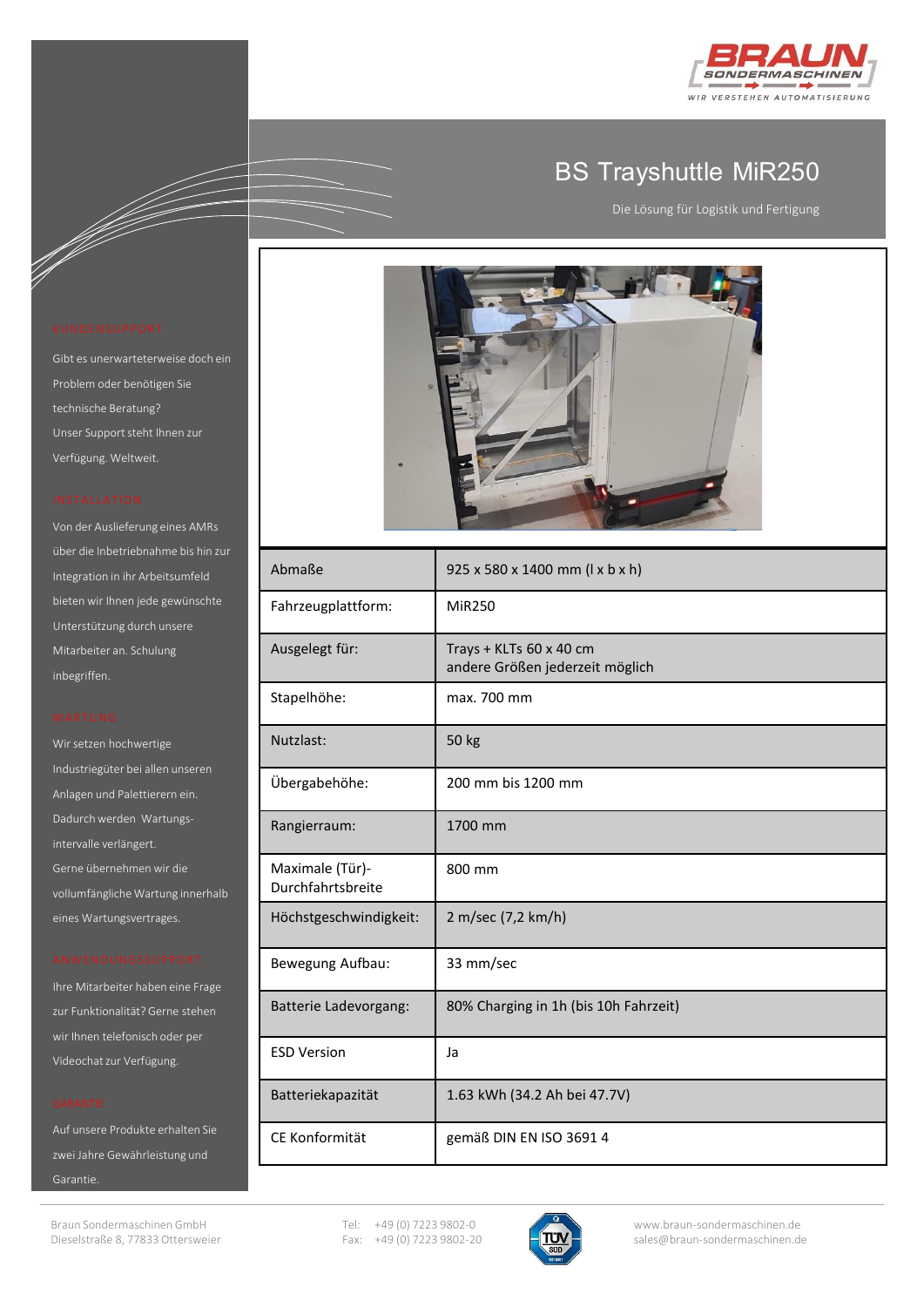# BS Trayshuttle MiR250

Die Lösung für Logistik und Fertigung

| | |
|---|---|
| Abmaße | 925 x 580 x 1400 mm (l x b x h) |
| Fahrzeugplattform: | MiR250 |
| Ausgelegt für: | Trays + KLTs 60 x 40 cm<br>andere Größen jederzeit möglich |
| Stapelhöhe: | max. 700 mm |
| Nutzlast: | 50 kg |
| Übergabehöhe: | 200 mm bis 1200 mm |
| Rangierraum: | 1700 mm |
| Maximale (Tür)-Durchfahrtsbreite | 800 mm |
| Höchstgeschwindigkeit: | 2 m/sec (7,2 km/h) |
| Bewegung Aufbau: | 33 mm/sec |
| Batterie Ladevorgang: | 80% Charging in 1h (bis 10h Fahrzeit) |
| ESD Version | Ja |
| Batteriekapazität | 1.63 kWh (34.2 Ah bei 47.7V) |
| CE Konformität | gemäß DIN EN ISO 3691 4 |

### KUNDENSUPPORT

Gibt es unerwarteterweise doch ein Problem oder benötigen Sie technische Beratung? Unser Support steht Ihnen zur Verfügung. Weltweit.

### INSTALLATION

Von der Auslieferung eines AMRs über die Inbetriebnahme bis hin zur Integration in ihr Arbeitsumfeld bieten wir Ihnen jede gewünschte Unterstützung durch unsere Mitarbeiter an. Schulung inbegriffen.

### WARTUNG

Wir setzen hochwertige Industriegüter bei allen unseren Anlagen und Palettierern ein. Dadurch werden Wartungs-intervalle verlängert. Gerne übernehmen wir die vollumfängliche Wartung innerhalb eines Wartungsvertrages.

### ANWENDUNGSSUPPORT

Ihre Mitarbeiter haben eine Frage zur Funktionalität? Gerne stehen wir Ihnen telefonisch oder per Videochat zur Verfügung.

### GARANTIE

Auf unsere Produkte erhalten Sie zwei Jahre Gewährleistung und Garantie.

Braun Sondermaschinen GmbH
Dieselstraße 8, 77833 Ottersweier

Tel: +49 (0) 7223 9802-0
Fax: +49 (0) 7223 9802-20

www.braun-sondermaschinen.de
sales@braun-sondermaschinen.de